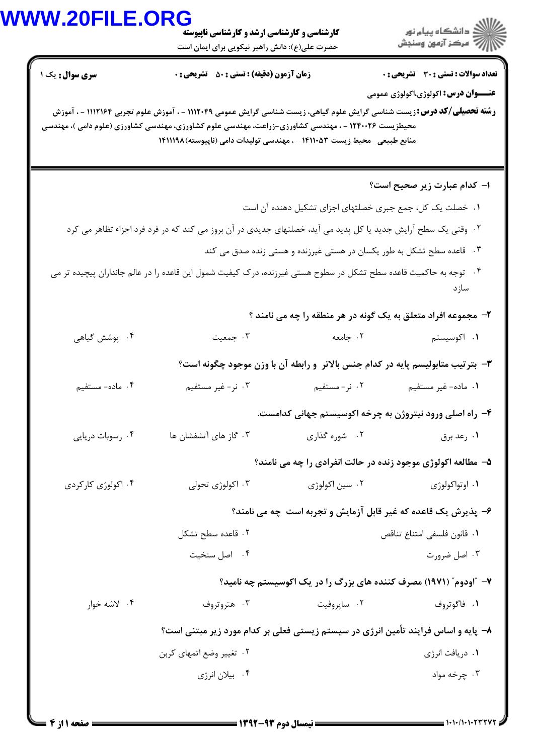کارشناسی و کارشناسی ارشد و کارشناسی ناپیوسته

حضرت علی(ع): دانش راهبر نیکویی برای ایمان است

دانشگاه پیام نور
مرکز آزمون وسنجش

**تعداد سوالات : تستی : ۳۰ تشریحی : ۰** | **زمان آزمون (دقیقه) : تستی : ۵۰ تشریحی : ۰** | **سری سوال : یک ۱**

**عنـــوان درس :** اکولوژی،اکولوژی عمومی

**رشته تحصیلی/کد درس :** زیست شناسی گرایش علوم گیاهی، زیست شناسی گرایش عمومی ۱۱۱۲۰۴۹ - ، آموزش علوم تجربی ۱۱۱۲۱۶۴ - ، آموزش محیطزیست ۱۲۴۰۰۲۶ - ، مهندسی کشاورزی-زراعت، مهندسی علوم کشاورزی، مهندسی کشاورزی (علوم دامی )، مهندسی منابع طبیعی -محیط زیست ۱۴۱۱۰۵۳ - ، مهندسی تولیدات دامی (ناپیوسته)۱۴۱۱۱۹۸

**۱- کدام عبارت زیر صحیح است؟**

۱. خصلت یک کل، جمع جبری خصلتهای اجزای تشکیل دهنده آن است

۲. وقتی یک سطح آرایش جدید یا کل پدید می آید، خصلتهای جدیدی در آن بروز می کند که در فرد فرد اجزاء تظاهر می کرد

۳. قاعده سطح تشکل به طور یکسان در هستی غیرزنده و هستی زنده صدق می کند

۴. توجه به حاکمیت قاعده سطح تشکل در سطوح هستی غیرزنده، درک کیفیت شمول این قاعده را در عالم جانداران پیچیده تر می سازد

**۲- مجموعه افراد متعلق به یک گونه در هر منطقه را چه می نامند ؟**

۱. اکوسیستم ۲. جامعه ۳. جمعیت ۴. پوشش گیاهی

**۳- بترتیب متابولیسم پایه در کدام جنس بالاتر و رابطه آن با وزن موجود چگونه است؟**

۱. ماده- غیر مستقیم ۲. نر- مستقیم ۳. نر- غیر مستقیم ۴. ماده- مستقیم

**۴- راه اصلی ورود نیتروژن به چرخه اکوسیستم جهانی کدامست.**

۱. رعد برق ۲. شوره گذاری ۳. گاز های آتشفشان ها ۴. رسوبات دریایی

**۵- مطالعه اکولوژی موجود زنده در حالت انفرادی را چه می نامند؟**

۱. اوتاکولوژی ۲. سین اکولوژی ۳. اکولوژی تحولی ۴. اکولوژی کارکردی

**۶- پذیرش یک قاعده که غیر قابل آزمایش و تجربه است چه می نامند؟**

۱. قانون فلسفی امتناع تناقض ۲. قاعده سطح تشکل

۳. اصل ضرورت ۴. اصل سنخیت

**۷- "اودوم" (۱۹۷۱) مصرف کننده های بزرگ را در یک اکوسیستم چه نامید؟**

۱. فاگوتروف ۲. ساپروفیت ۳. هتروتروف ۴. لاشه خوار

**۸- پایه و اساس فرایند تأمین انرژی در سیستم زیستی فعلی بر کدام مورد زیر مبتنی است؟**

۱. دریافت انرژی ۲. تغییر وضع اتمهای کربن

۳. چرخه مواد ۴. بیلان انرژی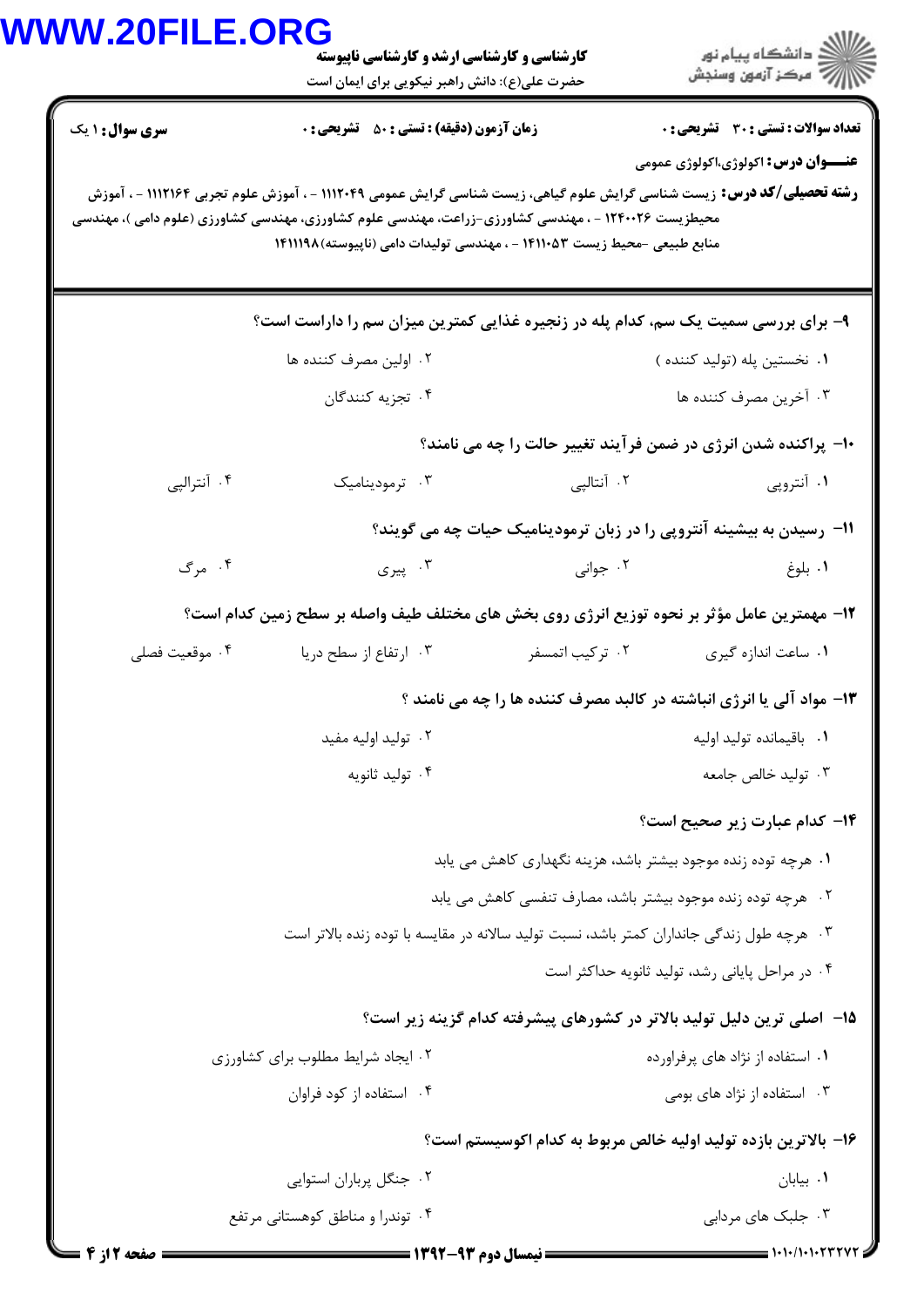کارشناسی و کارشناسی ارشد و کارشناسی ناپیوسته

حضرت علی(ع): دانش راهبر نیکویی برای ایمان است

**تعداد سوالات : تستی : ۳۰ تشریحی : ۰** | **زمان آزمون (دقیقه) : تستی : ۵۰ تشریحی : ۰** | **سری سوال : ۱ یک**

**عنــــوان درس:** اکولوژی،اکولوژی عمومی

**رشته تحصیلی/کد درس:** زیست شناسی گرایش علوم گیاهی، زیست شناسی گرایش عمومی ۱۱۱۲۰۴۹ - ، آموزش علوم تجربی ۱۱۱۲۱۶۴ - ، آموزش محیطزیست ۱۲۴۰۰۲۶ - ، مهندسی کشاورزی-زراعت، مهندسی علوم کشاورزی، مهندسی کشاورزی (علوم دامی )، مهندسی منابع طبیعی -محیط زیست ۱۴۱۱۰۵۳ - ، مهندسی تولیدات دامی (ناپیوسته)۱۴۱۱۱۹۸

۹- برای بررسی سمیت یک سم، کدام پله در زنجیره غذایی کمترین میزان سم را داراست؟

۱. نخستین پله (تولید کننده )
۲. اولین مصرف کننده ها
۳. آخرین مصرف کننده ها
۴. تجزیه کنندگان

۱۰- پراکنده شدن انرژی در ضمن فرآیند تغییر حالت را چه می نامند؟

۱. آنتروپی
۲. آنتالپی
۳. ترمودینامیک
۴. آنترالپی

۱۱- رسیدن به بیشینه آنتروپی را در زبان ترمودینامیک حیات چه می گویند؟

۱. بلوغ
۲. جوانی
۳. پیری
۴. مرگ

۱۲- مهمترین عامل مؤثر بر نحوه توزیع انرژی روی بخش های مختلف طیف واصله بر سطح زمین کدام است؟

۱. ساعت اندازه گیری
۲. ترکیب اتمسفر
۳. ارتفاع از سطح دریا
۴. موقعیت فصلی

۱۳- مواد آلی یا انرژی انباشته در کالبد مصرف کننده ها را چه می نامند ؟

۱. باقیمانده تولید اولیه
۲. تولید اولیه مفید
۳. تولید خالص جامعه
۴. تولید ثانویه

۱۴- کدام عبارت زیر صحیح است؟

۱. هرچه توده زنده موجود بیشتر باشد، هزینه نگهداری کاهش می یابد
۲. هرچه توده زنده موجود بیشتر باشد، مصارف تنفسی کاهش می یابد
۳. هرچه طول زندگی جانداران کمتر باشد، نسبت تولید سالانه در مقایسه با توده زنده بالاتر است
۴. در مراحل پایانی رشد، تولید ثانویه حداکثر است

۱۵- اصلی ترین دلیل تولید بالاتر در کشورهای پیشرفته کدام گزینه زیر است؟

۱. استفاده از نژاد های پرفراورده
۲. ایجاد شرایط مطلوب برای کشاورزی
۳. استفاده از نژاد های بومی
۴. استفاده از کود فراوان

۱۶- بالاترین بازده تولید اولیه خالص مربوط به کدام اکوسیستم است؟

۱. بیابان
۲. جنگل پرباران استوایی
۳. جلبک های مردابی
۴. توندرا و مناطق کوهستانی مرتفع

نیمسال دوم ۹۳-۱۳۹۲

۱۰۱۰/۱۰۱۰۲۳۲۷۲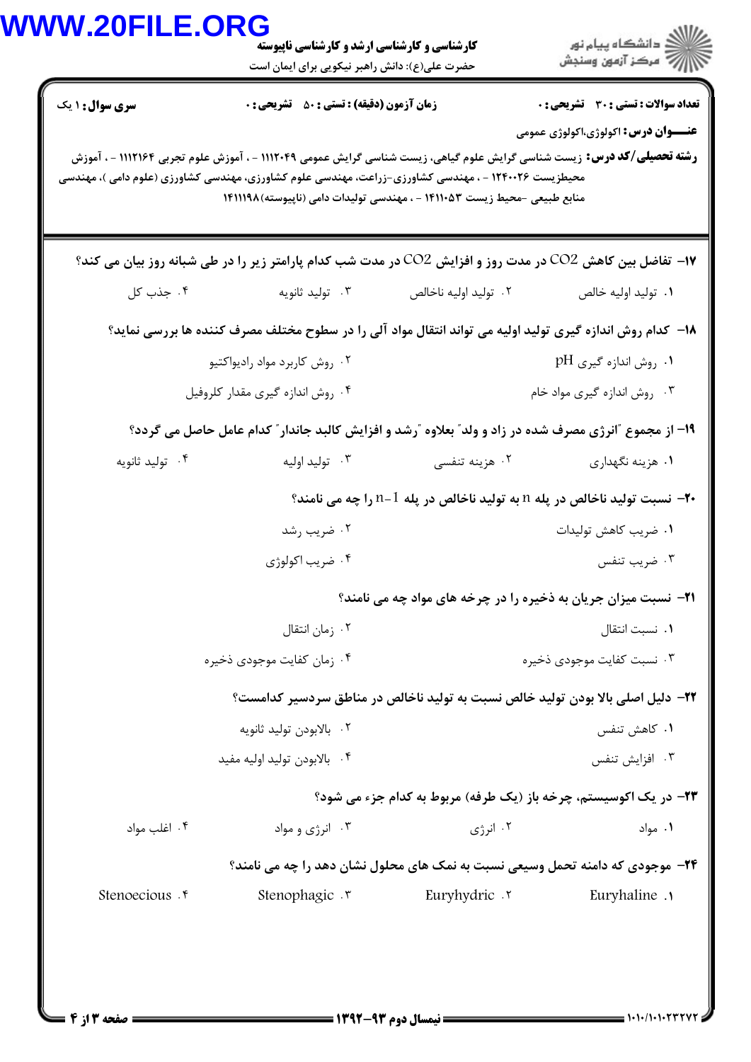**کارشناسی و کارشناسی ارشد و کارشناسی ناپیوسته**

حضرت علی(ع): دانش راهبر نیکویی برای ایمان است

دانشگاه پیام نور
مرکز آزمون وسنجش

**سری سوال:** ۱ یک

**زمان آزمون (دقیقه) : تستی :** ۵۰ **تشریحی :** ۰

**تعداد سوالات : تستی :** ۳۰ **تشریحی :** ۰

**عنـــوان درس:** اکولوژی،اکولوژی عمومی

**رشته تحصیلی/کد درس:** زیست شناسی گرایش علوم گیاهی، زیست شناسی گرایش عمومی ۱۱۱۲۰۴۹ - ، آموزش علوم تجربی ۱۱۱۲۱۶۴ - ، آموزش محیطزیست ۱۲۴۰۰۲۶ - ، مهندسی کشاورزی-زراعت، مهندسی علوم کشاورزی، مهندسی کشاورزی (علوم دامی )، مهندسی منابع طبیعی -محیط زیست ۱۴۱۱۰۵۳ - ، مهندسی تولیدات دامی (ناپیوسته)۱۴۱۱۱۹۸

۱۷- تفاضل بین کاهش $CO_2$ در مدت روز و افزایش $CO_2$ در مدت شب کدام پارامتر زیر را در طی شبانه روز بیان می کند؟

۱. تولید اولیه خالص
۲. تولید اولیه ناخالص
۳. تولید ثانویه
۴. جذب کل

۱۸- کدام روش اندازه گیری تولید اولیه می تواند انتقال مواد آلی را در سطوح مختلف مصرف کننده ها بررسی نماید؟

۱. روش اندازه گیری pH
۲. روش کاربرد مواد رادیواکتیو
۳. روش اندازه گیری مواد خام
۴. روش اندازه گیری مقدار کلروفیل

۱۹- از مجموع "انرژی مصرف شده در زاد و ولد" بعلاوه "رشد و افزایش کالبد جاندار" کدام عامل حاصل می گردد؟

۱. هزینه نگهداری
۲. هزینه تنفسی
۳. تولید اولیه
۴. تولید ثانویه

۲۰- نسبت تولید ناخالص در پله n به تولید ناخالص در پله $n-1$ را چه می نامند؟

۱. ضریب کاهش تولیدات
۲. ضریب رشد
۳. ضریب تنفس
۴. ضریب اکولوژی

۲۱- نسبت میزان جریان به ذخیره را در چرخه های مواد چه می نامند؟

۱. نسبت انتقال
۲. زمان انتقال
۳. نسبت کفایت موجودی ذخیره
۴. زمان کفایت موجودی ذخیره

۲۲- دلیل اصلی بالا بودن تولید خالص نسبت به تولید ناخالص در مناطق سردسیر کدامست؟

۱. کاهش تنفس
۲. بالابودن تولید ثانویه
۳. افزایش تنفس
۴. بالابودن تولید اولیه مفید

۲۳- در یک اکوسیستم، چرخه باز (یک طرفه) مربوط به کدام جزء می شود؟

۱. مواد
۲. انرژی
۳. انرژی و مواد
۴. اغلب مواد

۲۴- موجودی که دامنه تحمل وسیعی نسبت به نمک های محلول نشان دهد را چه می نامند؟

۱. Euryhaline
۲. Euryhydric
۳. Stenophagic
۴. Stenoecious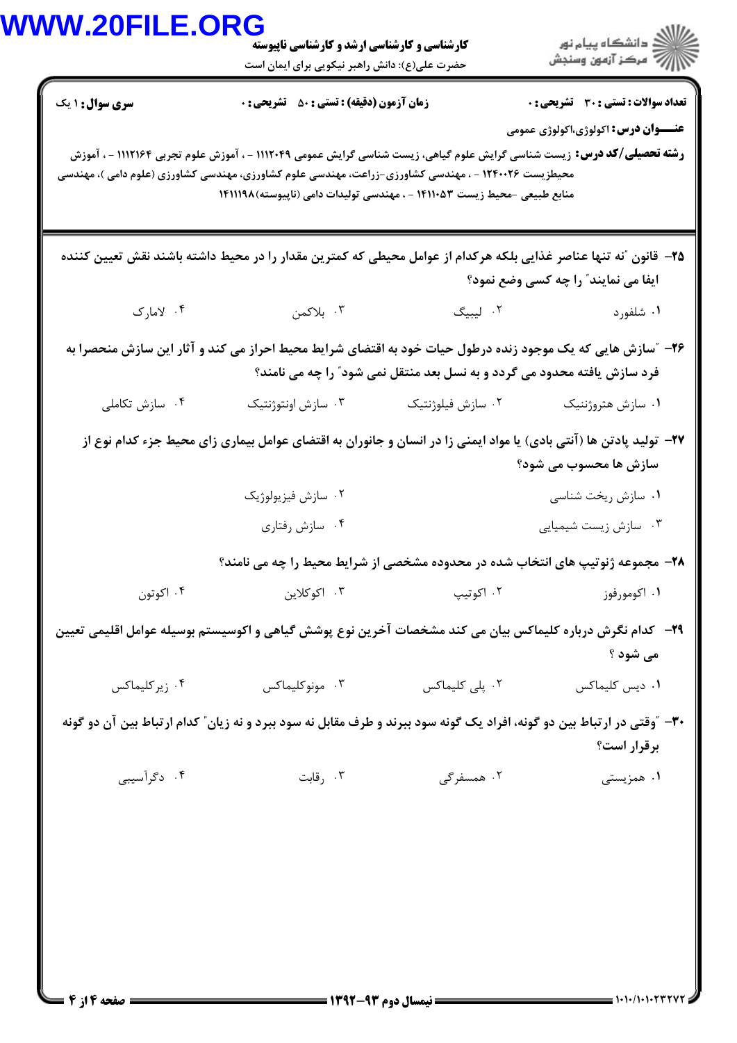**کارشناسی و کارشناسی ارشد و کارشناسی ناپیوسته**

حضرت علی(ع): دانش راهبر نیکویی برای ایمان است

**سری سوال:** ۱ یک

**زمان آزمون (دقیقه) : تستی :** ۵۰ **تشریحی :** ۰

**تعداد سوالات : تستی :** ۳۰ **تشریحی :** ۰

**عنـــوان درس:** اکولوژی،اکولوژی عمومی

**رشته تحصیلی/کد درس:** زیست شناسی گرایش علوم گیاهی، زیست شناسی گرایش عمومی ۱۱۱۲۰۴۹ - ، آموزش علوم تجربی ۱۱۱۲۱۶۴ - ، آموزش محیطزیست ۱۲۴۰۰۲۶ - ، مهندسی کشاورزی-زراعت، مهندسی علوم کشاورزی، مهندسی کشاورزی (علوم دامی )، مهندسی منابع طبیعی -محیط زیست ۱۴۱۱۰۵۳ - ، مهندسی تولیدات دامی (ناپیوسته)۱۴۱۱۱۹۸

۲۵- قانون "نه تنها عناصر غذایی بلکه هرکدام از عوامل محیطی که کمترین مقدار را در محیط داشته باشند نقش تعیین کننده ایفا می نمایند" را چه کسی وضع نمود؟

۱. شلفورد
۲. لیبیگ
۳. بلاکمن
۴. لامارک

۲۶- "سازش هایی که یک موجود زنده درطول حیات خود به اقتضای شرایط محیط احراز می کند و آثار این سازش منحصرا به فرد سازش یافته محدود می گردد و به نسل بعد منتقل نمی شود" را چه می نامند؟

۱. سازش هتروژنیک
۲. سازش فیلوژنتیک
۳. سازش اونتوژنتیک
۴. سازش تکاملی

۲۷- تولید پادتن ها (آنتی بادی) یا مواد ایمنی زا در انسان و جانوران به اقتضای عوامل بیماری زای محیط جزء کدام نوع از سازش ها محسوب می شود؟

۱. سازش ریخت شناسی
۲. سازش فیزیولوژیک
۳. سازش زیست شیمیایی
۴. سازش رفتاری

۲۸- مجموعه ژنوتیپ های انتخاب شده در محدوده مشخصی از شرایط محیط را چه می نامند؟

۱. اکومورفوز
۲. اکوتیپ
۳. اکوکلاین
۴. اکوتون

۲۹- کدام نگرش درباره کلیماکس بیان می کند مشخصات آخرین نوع پوشش گیاهی و اکوسیستم بوسیله عوامل اقلیمی تعیین می شود ؟

۱. دیس کلیماکس
۲. پلی کلیماکس
۳. مونوکلیماکس
۴. زیرکلیماکس

۳۰- "وقتی در ارتباط بین دو گونه، افراد یک گونه سود ببرند و طرف مقابل نه سود ببرد و نه زیان" کدام ارتباط بین آن دو گونه برقرار است؟

۱. همزیستی
۲. همسفرگی
۳. رقابت
۴. دگرآسیبی